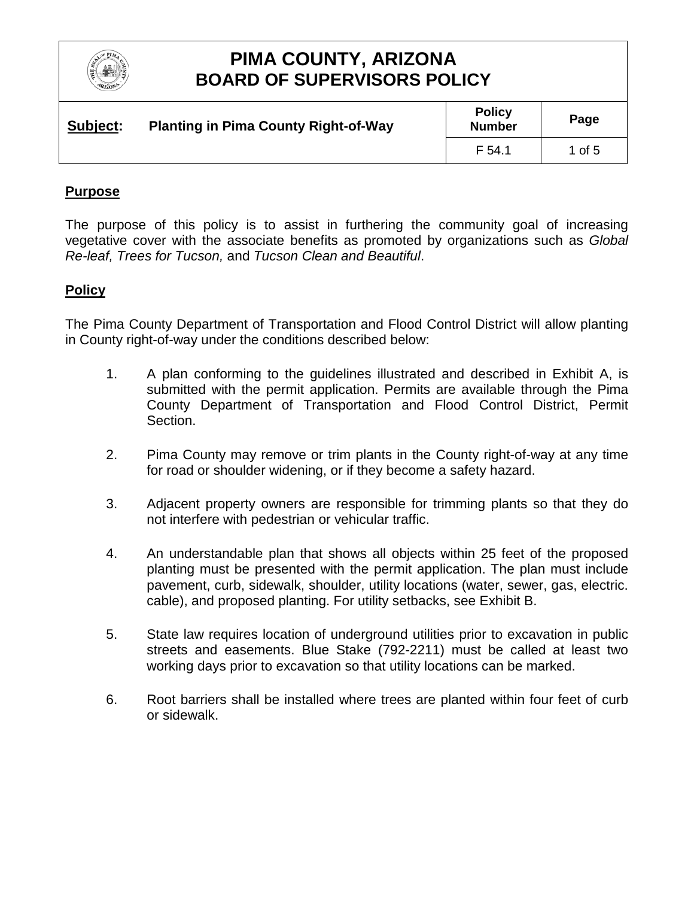# PIMA COUNTY, ARIZONA
# BOARD OF SUPERVISORS POLICY

| **Subject:** Planting in Pima County Right-of-Way | **Policy Number** | **Page** |
|---|---|---|
| | F 54.1 | 1 of 5 |

## Purpose

The purpose of this policy is to assist in furthering the community goal of increasing vegetative cover with the associate benefits as promoted by organizations such as *Global Re-leaf, Trees for Tucson,* and *Tucson Clean and Beautiful*.

## Policy

The Pima County Department of Transportation and Flood Control District will allow planting in County right-of-way under the conditions described below:

1. A plan conforming to the guidelines illustrated and described in Exhibit A, is submitted with the permit application. Permits are available through the Pima County Department of Transportation and Flood Control District, Permit Section.

2. Pima County may remove or trim plants in the County right-of-way at any time for road or shoulder widening, or if they become a safety hazard.

3. Adjacent property owners are responsible for trimming plants so that they do not interfere with pedestrian or vehicular traffic.

4. An understandable plan that shows all objects within 25 feet of the proposed planting must be presented with the permit application. The plan must include pavement, curb, sidewalk, shoulder, utility locations (water, sewer, gas, electric. cable), and proposed planting. For utility setbacks, see Exhibit B.

5. State law requires location of underground utilities prior to excavation in public streets and easements. Blue Stake (792-2211) must be called at least two working days prior to excavation so that utility locations can be marked.

6. Root barriers shall be installed where trees are planted within four feet of curb or sidewalk.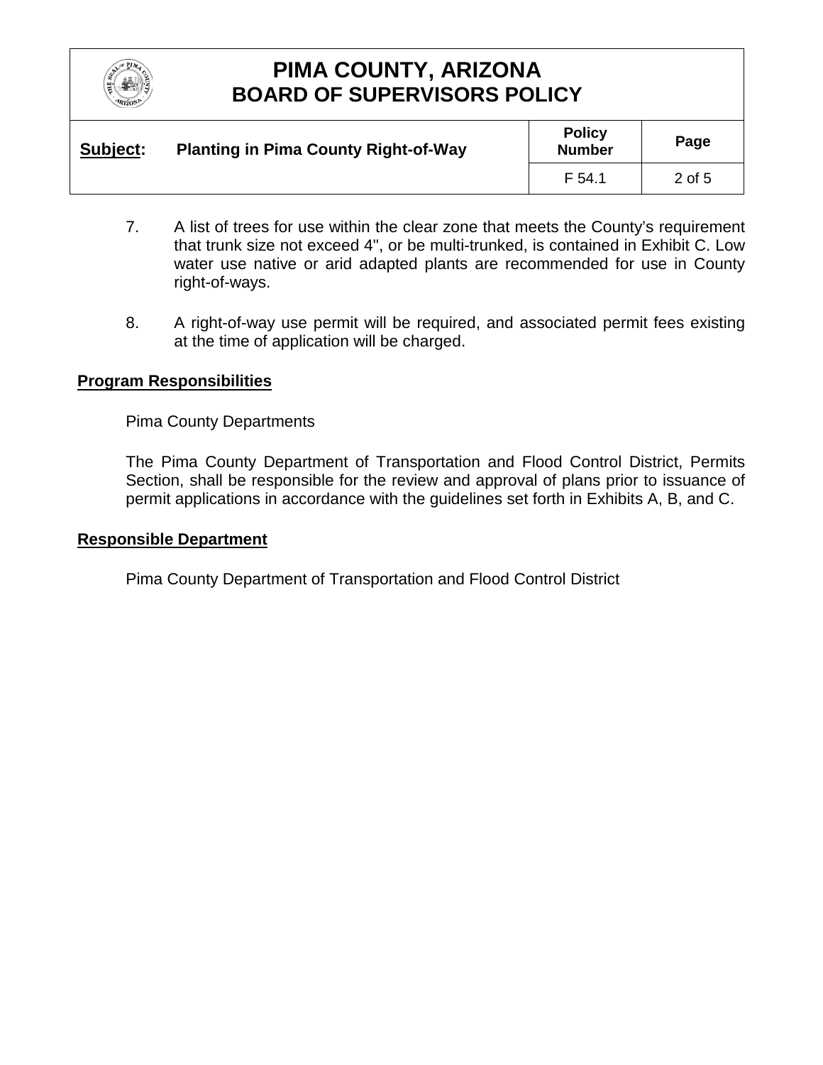7. A list of trees for use within the clear zone that meets the County's requirement that trunk size not exceed 4", or be multi-trunked, is contained in Exhibit C. Low water use native or arid adapted plants are recommended for use in County right-of-ways.

8. A right-of-way use permit will be required, and associated permit fees existing at the time of application will be charged.

## Program Responsibilities

Pima County Departments

The Pima County Department of Transportation and Flood Control District, Permits Section, shall be responsible for the review and approval of plans prior to issuance of permit applications in accordance with the guidelines set forth in Exhibits A, B, and C.

## Responsible Department

Pima County Department of Transportation and Flood Control District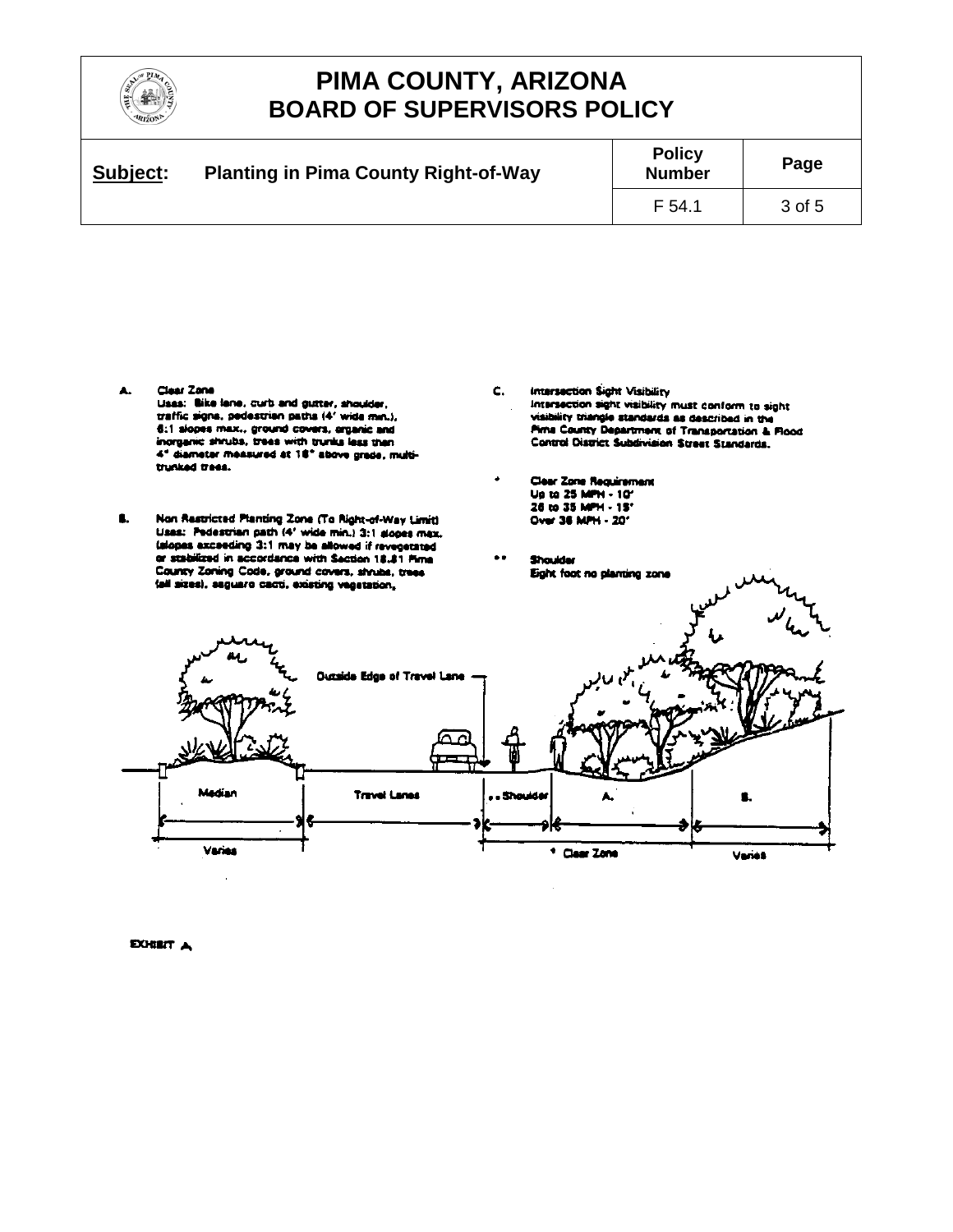# PIMA COUNTY, ARIZONA
## BOARD OF SUPERVISORS POLICY

| Subject: Planting in Pima County Right-of-Way | Policy Number | Page |
|---|---|---|
| | F 54.1 | 3 of 5 |

**A. Clear Zone**
Uses: Bike lane, curb and gutter, shoulder, traffic signs, pedestrian paths (4' wide min.), 6:1 slopes max., ground covers, organic and inorganic shrubs, trees with trunks less than 4" diameter measured at 18" above grade, multi-trunked trees.

**B. Non Restricted Planting Zone (To Right-of-Way Limit)**
Uses: Pedestrian path (4' wide min.) 3:1 slopes max. (slopes exceeding 3:1 may be allowed if revegetated or stabilized in accordance with Section 18.81 Pima County Zoning Code, ground covers, shrubs, trees (all sizes), saguaro cacti, existing vegetation.

**C. Intersection Sight Visibility**
Intersection sight visibility must conform to sight visibility triangle standards as described in the Pima County Department of Transportation & Flood Control District Subdivision Street Standards.

\* **Clear Zone Requirement**
Up to 25 MPH - 10'
26 to 35 MPH - 15'
Over 35 MPH - 20'

\*\* **Shoulder**
Eight foot no planting zone

Outside Edge of Travel Lane

Median | Travel Lanes | \*\* Shoulder | A. | B.

Varies | \* Clear Zone | Varies

EXHIBIT A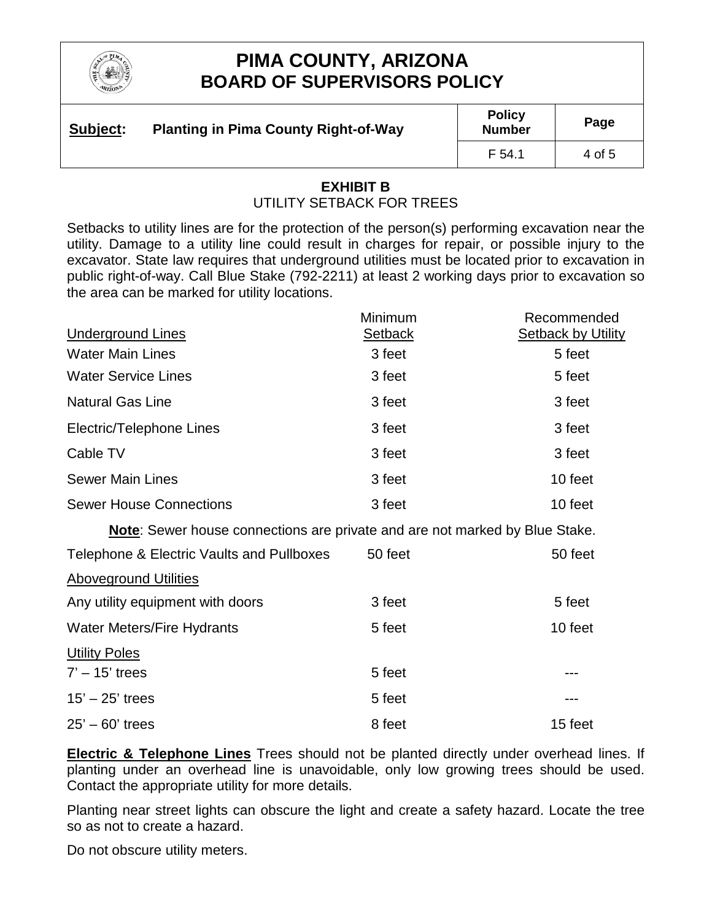## EXHIBIT B

UTILITY SETBACK FOR TREES

Setbacks to utility lines are for the protection of the person(s) performing excavation near the utility. Damage to a utility line could result in charges for repair, or possible injury to the excavator. State law requires that underground utilities must be located prior to excavation in public right-of-way. Call Blue Stake (792-2211) at least 2 working days prior to excavation so the area can be marked for utility locations.

| Underground Lines | Minimum Setback | Recommended Setback by Utility |
|---|---|---|
| Water Main Lines | 3 feet | 5 feet |
| Water Service Lines | 3 feet | 5 feet |
| Natural Gas Line | 3 feet | 3 feet |
| Electric/Telephone Lines | 3 feet | 3 feet |
| Cable TV | 3 feet | 3 feet |
| Sewer Main Lines | 3 feet | 10 feet |
| Sewer House Connections | 3 feet | 10 feet |
| **Note**: Sewer house connections are private and are not marked by Blue Stake. | | |
| Telephone & Electric Vaults and Pullboxes | 50 feet | 50 feet |
| Aboveground Utilities | | |
| Any utility equipment with doors | 3 feet | 5 feet |
| Water Meters/Fire Hydrants | 5 feet | 10 feet |
| Utility Poles | | |
| 7' – 15' trees | 5 feet | --- |
| 15' – 25' trees | 5 feet | --- |
| 25' – 60' trees | 8 feet | 15 feet |

**Electric & Telephone Lines** Trees should not be planted directly under overhead lines. If planting under an overhead line is unavoidable, only low growing trees should be used. Contact the appropriate utility for more details.

Planting near street lights can obscure the light and create a safety hazard. Locate the tree so as not to create a hazard.

Do not obscure utility meters.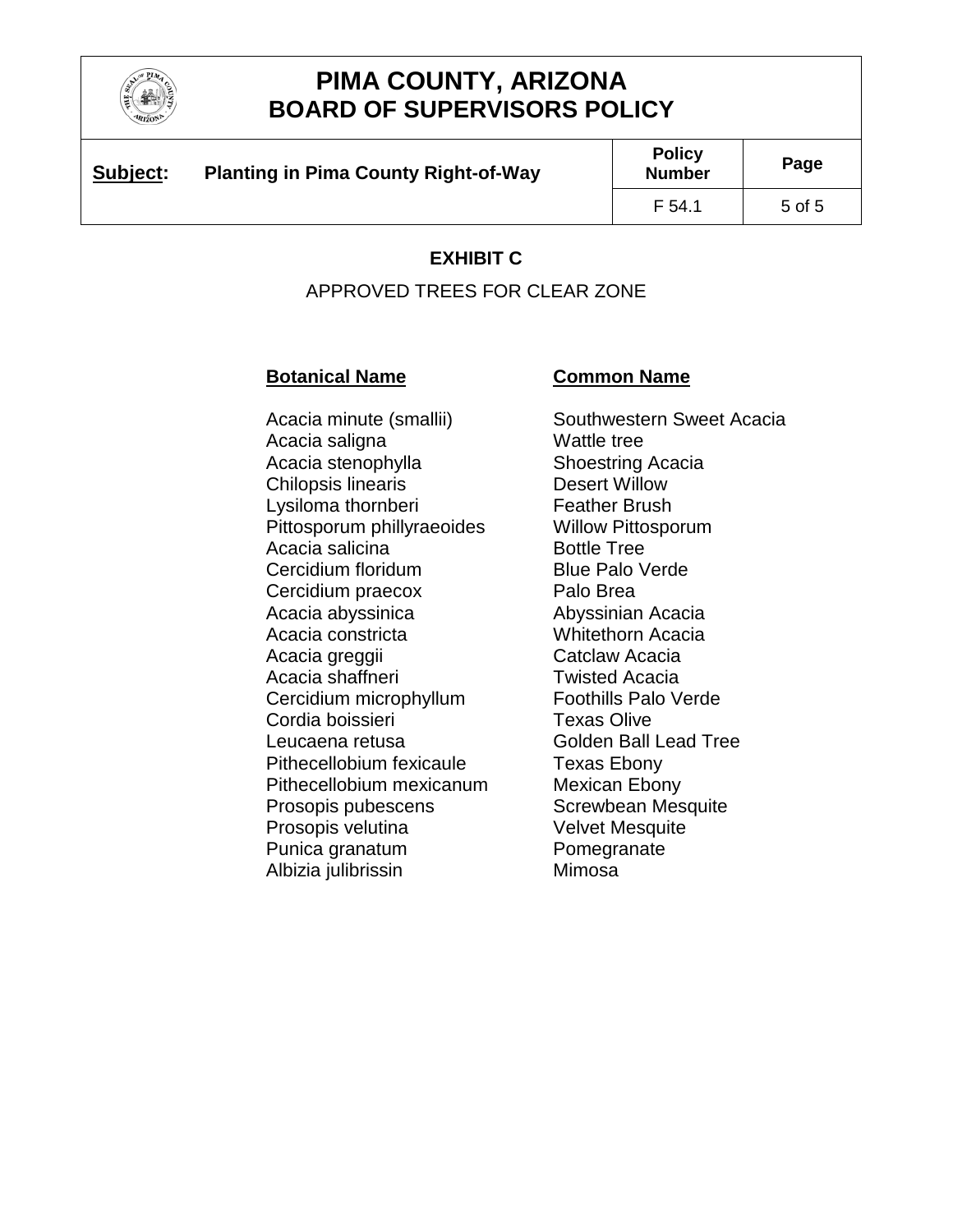## EXHIBIT C

APPROVED TREES FOR CLEAR ZONE

| Botanical Name | Common Name |
| --- | --- |
| Acacia minute (smallii) | Southwestern Sweet Acacia |
| Acacia saligna | Wattle tree |
| Acacia stenophylla | Shoestring Acacia |
| Chilopsis linearis | Desert Willow |
| Lysiloma thornberi | Feather Brush |
| Pittosporum phillyraeoides | Willow Pittosporum |
| Acacia salicina | Bottle Tree |
| Cercidium floridum | Blue Palo Verde |
| Cercidium praecox | Palo Brea |
| Acacia abyssinica | Abyssinian Acacia |
| Acacia constricta | Whitethorn Acacia |
| Acacia greggii | Catclaw Acacia |
| Acacia shaffneri | Twisted Acacia |
| Cercidium microphyllum | Foothills Palo Verde |
| Cordia boissieri | Texas Olive |
| Leucaena retusa | Golden Ball Lead Tree |
| Pithecellobium fexicaule | Texas Ebony |
| Pithecellobium mexicanum | Mexican Ebony |
| Prosopis pubescens | Screwbean Mesquite |
| Prosopis velutina | Velvet Mesquite |
| Punica granatum | Pomegranate |
| Albizia julibrissin | Mimosa |